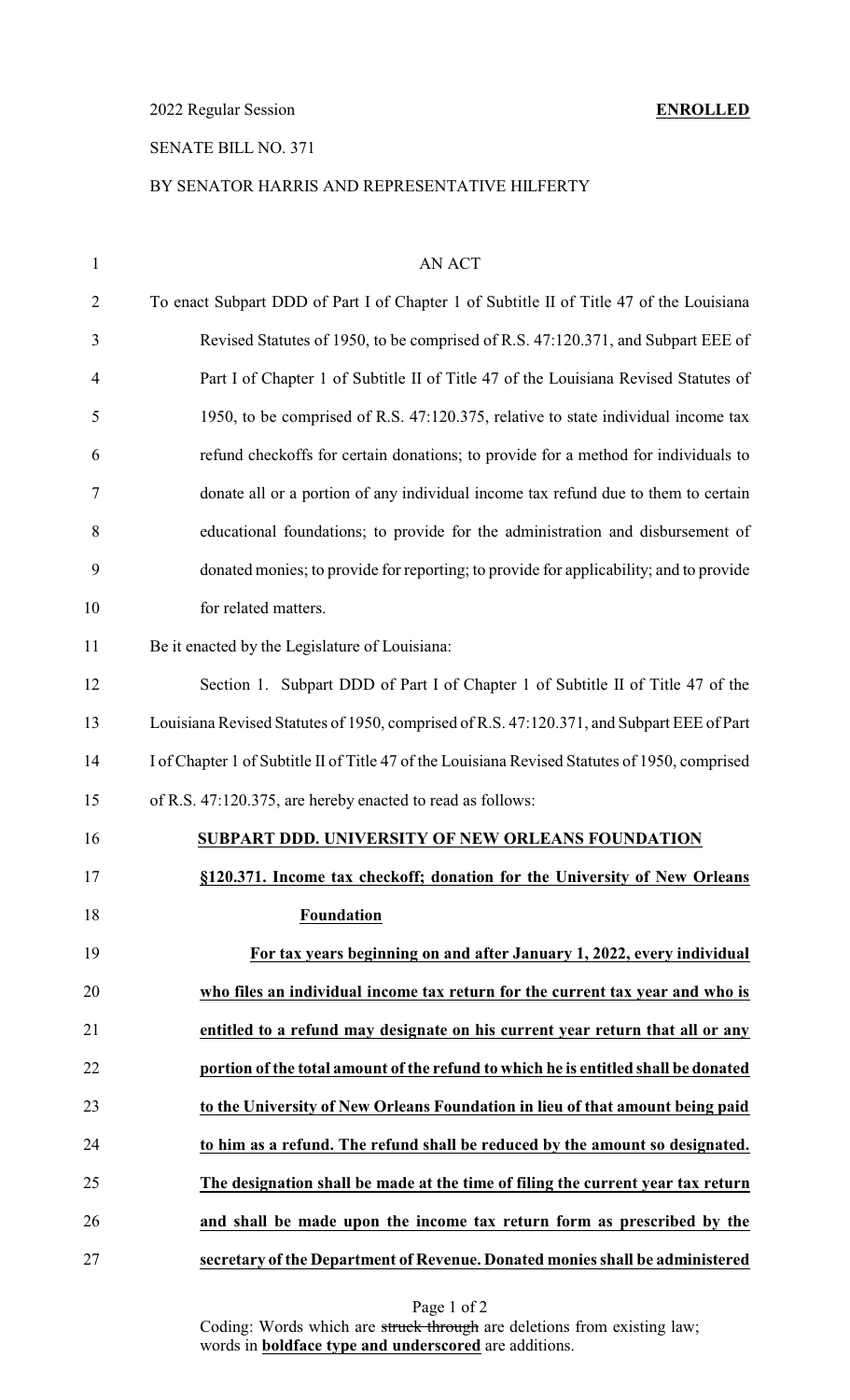2022 Regular Session **ENROLLED**

SENATE BILL NO. 371

BY SENATOR HARRIS AND REPRESENTATIVE HILFERTY

AN ACT

To enact Subpart DDD of Part I of Chapter 1 of Subtitle II of Title 47 of the Louisiana Revised Statutes of 1950, to be comprised of R.S. 47:120.371, and Subpart EEE of Part I of Chapter 1 of Subtitle II of Title 47 of the Louisiana Revised Statutes of 1950, to be comprised of R.S. 47:120.375, relative to state individual income tax refund checkoffs for certain donations; to provide for a method for individuals to donate all or a portion of any individual income tax refund due to them to certain educational foundations; to provide for the administration and disbursement of donated monies; to provide for reporting; to provide for applicability; and to provide for related matters.

Be it enacted by the Legislature of Louisiana:

Section 1. Subpart DDD of Part I of Chapter 1 of Subtitle II of Title 47 of the Louisiana Revised Statutes of 1950, comprised of R.S. 47:120.371, and Subpart EEE of Part I of Chapter 1 of Subtitle II of Title 47 of the Louisiana Revised Statutes of 1950, comprised of R.S. 47:120.375, are hereby enacted to read as follows:

**SUBPART DDD. UNIVERSITY OF NEW ORLEANS FOUNDATION**

**§120.371. Income tax checkoff; donation for the University of New Orleans Foundation**

**For tax years beginning on and after January 1, 2022, every individual who files an individual income tax return for the current tax year and who is entitled to a refund may designate on his current year return that all or any portion of the total amount of the refund to which he is entitled shall be donated to the University of New Orleans Foundation in lieu of that amount being paid to him as a refund. The refund shall be reduced by the amount so designated. The designation shall be made at the time of filing the current year tax return and shall be made upon the income tax return form as prescribed by the secretary of the Department of Revenue. Donated monies shall be administered**

Coding: Words which are ~~struck through~~ are deletions from existing law; words in **boldface type and underscored** are additions.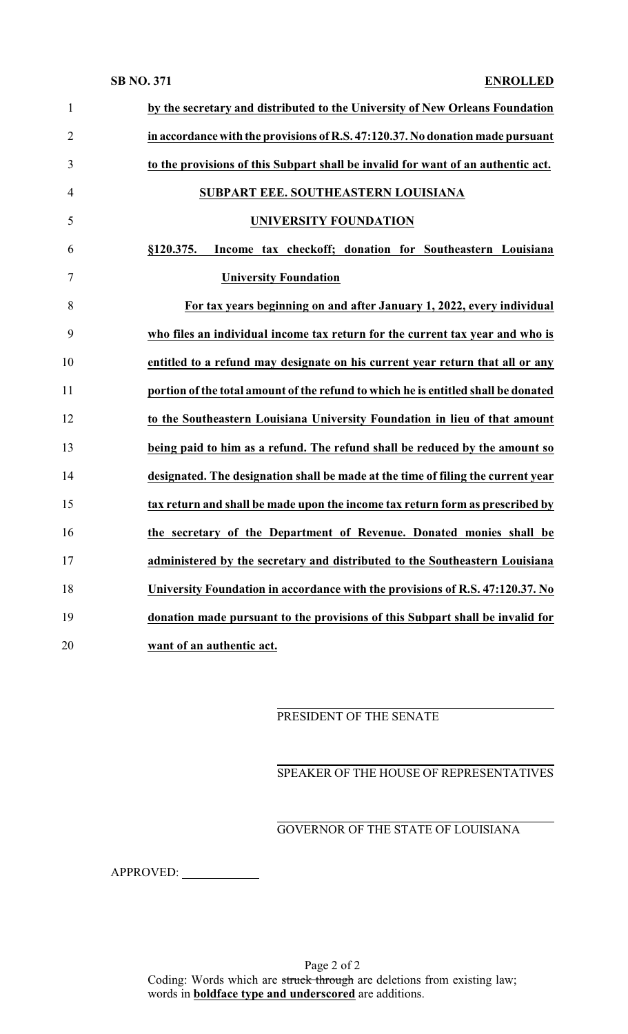**by the secretary and distributed to the University of New Orleans Foundation in accordance with the provisions of R.S. 47:120.37. No donation made pursuant to the provisions of this Subpart shall be invalid for want of an authentic act.**

**SUBPART EEE. SOUTHEASTERN LOUISIANA UNIVERSITY FOUNDATION**

**§120.375. Income tax checkoff; donation for Southeastern Louisiana University Foundation**

**For tax years beginning on and after January 1, 2022, every individual who files an individual income tax return for the current tax year and who is entitled to a refund may designate on his current year return that all or any portion of the total amount of the refund to which he is entitled shall be donated to the Southeastern Louisiana University Foundation in lieu of that amount being paid to him as a refund. The refund shall be reduced by the amount so designated. The designation shall be made at the time of filing the current year tax return and shall be made upon the income tax return form as prescribed by the secretary of the Department of Revenue. Donated monies shall be administered by the secretary and distributed to the Southeastern Louisiana University Foundation in accordance with the provisions of R.S. 47:120.37. No donation made pursuant to the provisions of this Subpart shall be invalid for want of an authentic act.**

PRESIDENT OF THE SENATE

SPEAKER OF THE HOUSE OF REPRESENTATIVES

GOVERNOR OF THE STATE OF LOUISIANA

APPROVED: \_\_\_\_\_\_\_\_\_\_\_\_

Coding: Words which are ~~struck through~~ are deletions from existing law; words in **boldface type and underscored** are additions.